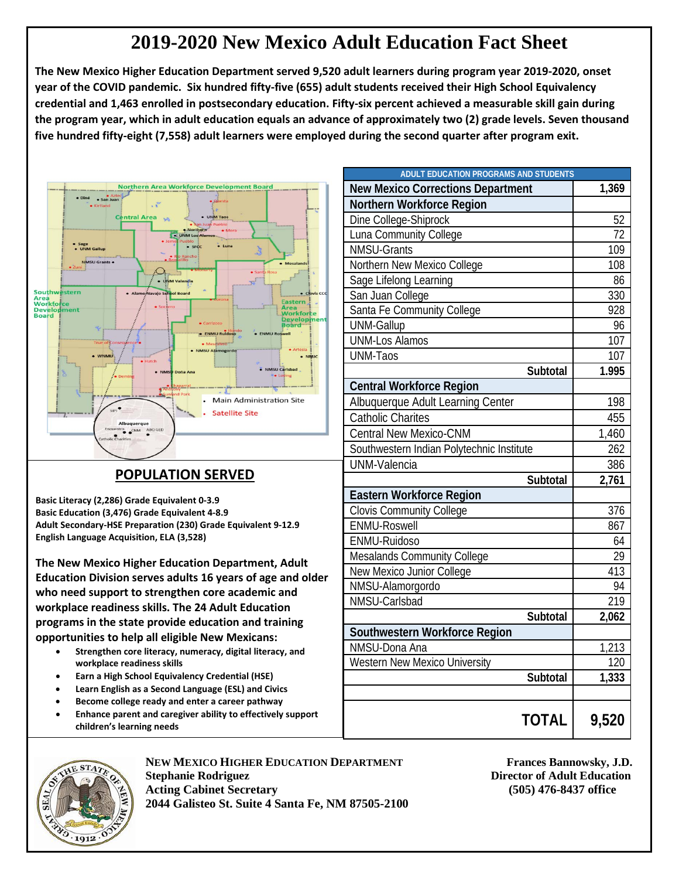# 2019-2020 New Mexico Adult Education Fact Sheet

**The New Mexico Higher Education Department served 9,520 adult learners during program year 2019-2020, onset year of the COVID pandemic. Six hundred fifty-five (655) adult students received their High School Equivalency credential and 1,463 enrolled in postsecondary education. Fifty-six percent achieved a measurable skill gain during the program year, which in adult education equals an advance of approximately two (2) grade levels. Seven thousand five hundred fifty-eight (7,558) adult learners were employed during the second quarter after program exit.**

| ADULT EDUCATION PROGRAMS AND STUDENTS | |
|---|---|
| **New Mexico Corrections Department** | **1,369** |
| **Northern Workforce Region** | |
| Dine College-Shiprock | 52 |
| Luna Community College | 72 |
| NMSU-Grants | 109 |
| Northern New Mexico College | 108 |
| Sage Lifelong Learning | 86 |
| San Juan College | 330 |
| Santa Fe Community College | 928 |
| UNM-Gallup | 96 |
| UNM-Los Alamos | 107 |
| UNM-Taos | 107 |
| **Subtotal** | **1.995** |
| **Central Workforce Region** | |
| Albuquerque Adult Learning Center | 198 |
| Catholic Charites | 455 |
| Central New Mexico-CNM | 1,460 |
| Southwestern Indian Polytechnic Institute | 262 |
| UNM-Valencia | 386 |
| **Subtotal** | **2,761** |
| **Eastern Workforce Region** | |
| Clovis Community College | 376 |
| ENMU-Roswell | 867 |
| ENMU-Ruidoso | 64 |
| Mesalands Community College | 29 |
| New Mexico Junior College | 413 |
| NMSU-Alamorgordo | 94 |
| NMSU-Carlsbad | 219 |
| **Subtotal** | **2,062** |
| **Southwestern Workforce Region** | |
| NMSU-Dona Ana | 1,213 |
| Western New Mexico University | 120 |
| **Subtotal** | **1,333** |
| | |
| **TOTAL** | **9,520** |

## POPULATION SERVED

**Basic Literacy (2,286) Grade Equivalent 0-3.9**
**Basic Education (3,476) Grade Equivalent 4-8.9**
**Adult Secondary-HSE Preparation (230) Grade Equivalent 9-12.9**
**English Language Acquisition, ELA (3,528)**

**The New Mexico Higher Education Department, Adult Education Division serves adults 16 years of age and older who need support to strengthen core academic and workplace readiness skills. The 24 Adult Education programs in the state provide education and training opportunities to help all eligible New Mexicans:**

- **Strengthen core literacy, numeracy, digital literacy, and workplace readiness skills**
- **Earn a High School Equivalency Credential (HSE)**
- **Learn English as a Second Language (ESL) and Civics**
- **Become college ready and enter a career pathway**
- **Enhance parent and caregiver ability to effectively support children's learning needs**

**NEW MEXICO HIGHER EDUCATION DEPARTMENT**
**Stephanie Rodriguez**
**Acting Cabinet Secretary**
**2044 Galisteo St. Suite 4 Santa Fe, NM 87505-2100**

**Frances Bannowsky, J.D.**
**Director of Adult Education**
**(505) 476-8437 office**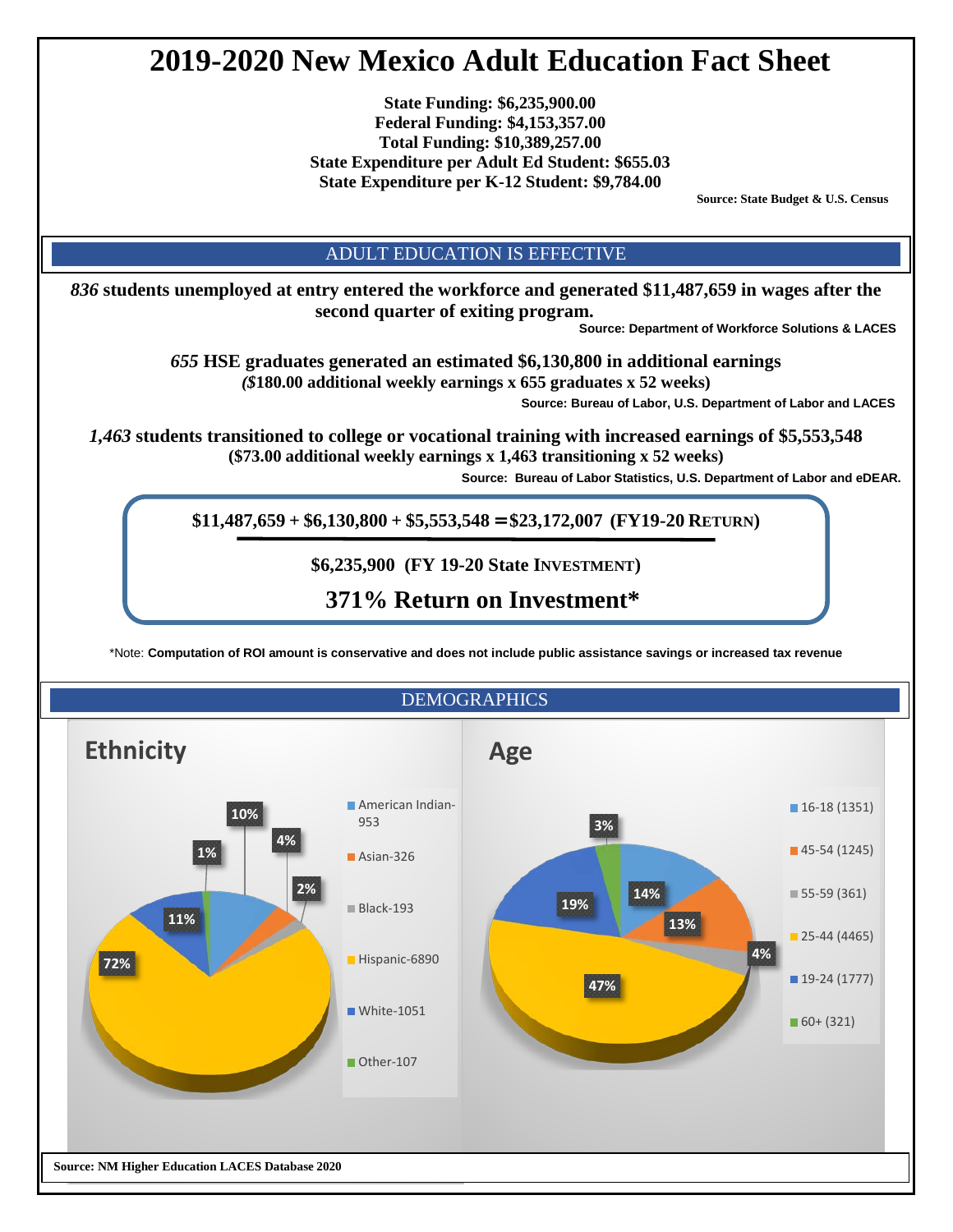# 2019-2020 New Mexico Adult Education Fact Sheet

**State Funding: $6,235,900.00**
**Federal Funding: $4,153,357.00**
**Total Funding: $10,389,257.00**
**State Expenditure per Adult Ed Student: $655.03**
**State Expenditure per K-12 Student: $9,784.00**

**Source: State Budget & U.S. Census**

## ADULT EDUCATION IS EFFECTIVE

***836*** **students unemployed at entry entered the workforce and generated $11,487,659 in wages after the second quarter of exiting program.**

**Source: Department of Workforce Solutions & LACES**

***655*** **HSE graduates generated an estimated $6,130,800 in additional earnings**
**(*$*180.00 additional weekly earnings x 655 graduates x 52 weeks)**

**Source: Bureau of Labor, U.S. Department of Labor and LACES**

***1,463*** **students transitioned to college or vocational training with increased earnings of $5,553,548**
**($73.00 additional weekly earnings x 1,463 transitioning x 52 weeks)**

**Source: Bureau of Labor Statistics, U.S. Department of Labor and eDEAR.**

**$11,487,659 + $6,130,800 + $5,553,548 = $23,172,007 (FY19-20 RETURN)**

**$6,235,900 (FY 19-20 State INVESTMENT)**

**371% Return on Investment***

*Note: **Computation of ROI amount is conservative and does not include public assistance savings or increased tax revenue**

## DEMOGRAPHICS

**Ethnicity**

10%
4%
1%
2%
11%
72%

American Indian-953
Asian-326
Black-193
Hispanic-6890
White-1051
Other-107

**Age**

3%
14%
19%
13%
4%
47%

16-18 (1351)
45-54 (1245)
55-59 (361)
25-44 (4465)
19-24 (1777)
60+ (321)

**Source: NM Higher Education LACES Database 2020**